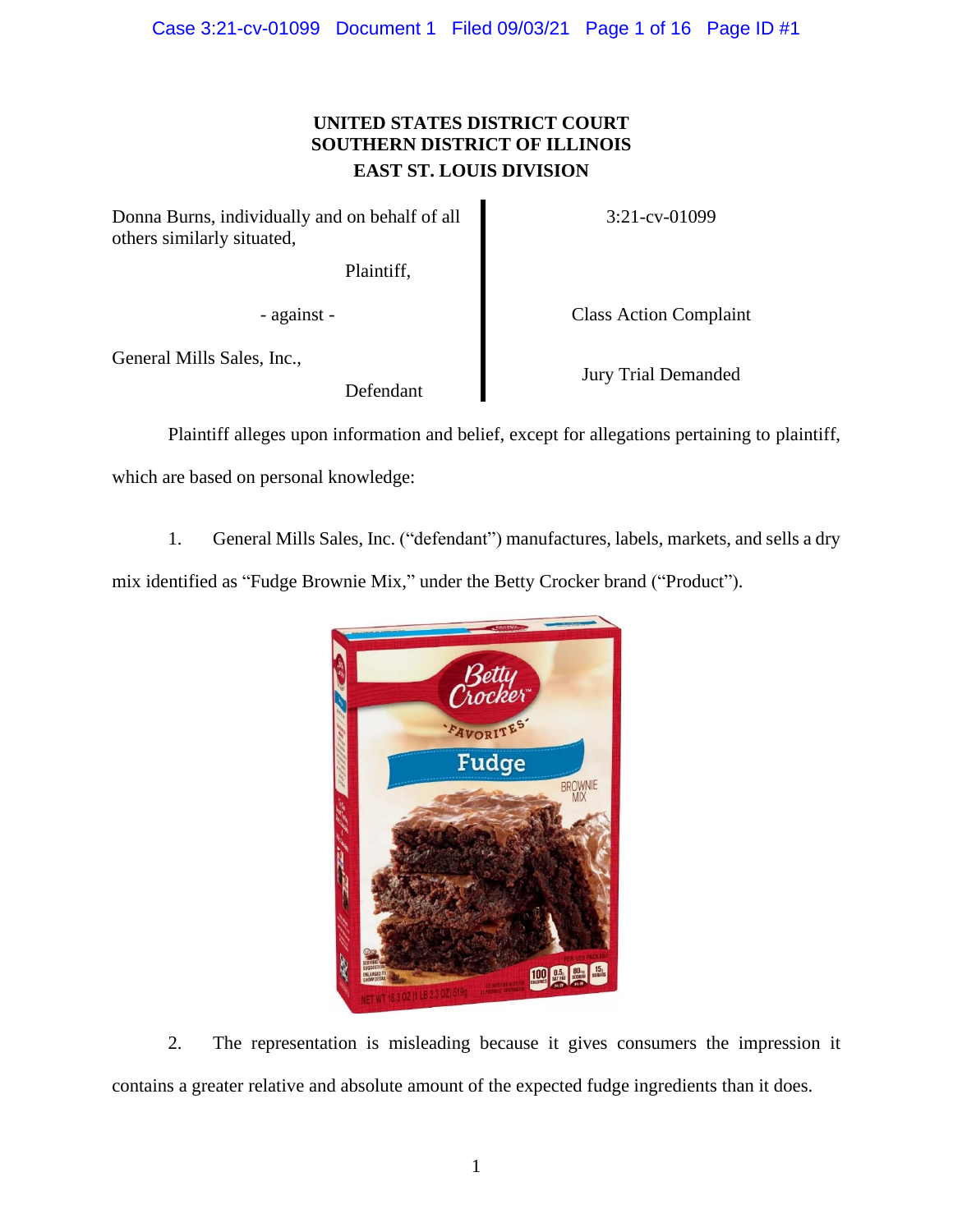**UNITED STATES DISTRICT COURT**
**SOUTHERN DISTRICT OF ILLINOIS**
**EAST ST. LOUIS DIVISION**

| | |
|---|---|
| Donna Burns, individually and on behalf of all others similarly situated, | 3:21-cv-01099 |
| Plaintiff, | |
| - against - | Class Action Complaint |
| General Mills Sales, Inc., | Jury Trial Demanded |
| Defendant | |

Plaintiff alleges upon information and belief, except for allegations pertaining to plaintiff, which are based on personal knowledge:

1. General Mills Sales, Inc. ("defendant") manufactures, labels, markets, and sells a dry mix identified as "Fudge Brownie Mix," under the Betty Crocker brand ("Product").

2. The representation is misleading because it gives consumers the impression it contains a greater relative and absolute amount of the expected fudge ingredients than it does.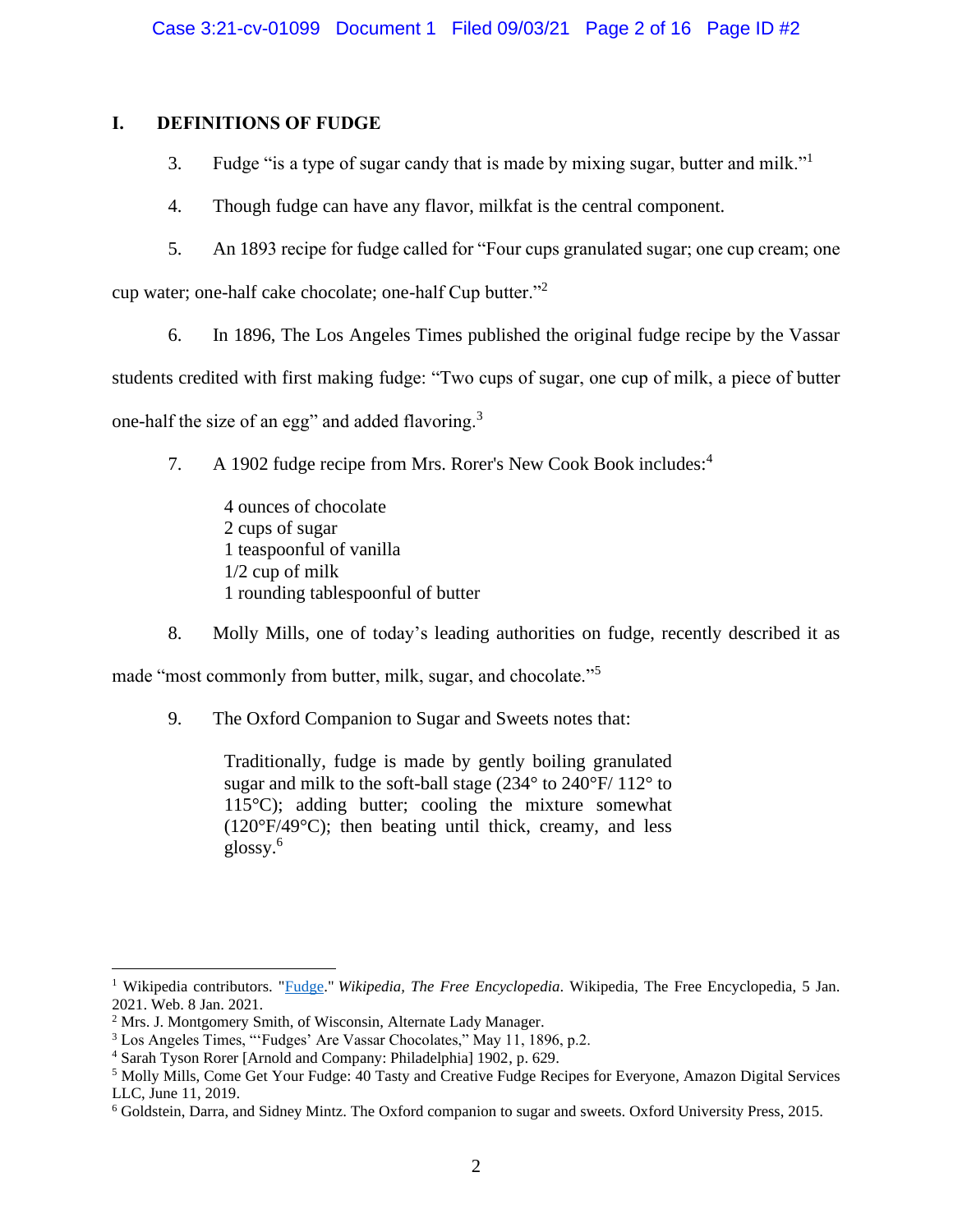## I. DEFINITIONS OF FUDGE

3. Fudge "is a type of sugar candy that is made by mixing sugar, butter and milk."[1]

4. Though fudge can have any flavor, milkfat is the central component.

5. An 1893 recipe for fudge called for "Four cups granulated sugar; one cup cream; one cup water; one-half cake chocolate; one-half Cup butter."[2]

6. In 1896, The Los Angeles Times published the original fudge recipe by the Vassar students credited with first making fudge: "Two cups of sugar, one cup of milk, a piece of butter one-half the size of an egg" and added flavoring.[3]

7. A 1902 fudge recipe from Mrs. Rorer's New Cook Book includes:[4]

> 4 ounces of chocolate
> 2 cups of sugar
> 1 teaspoonful of vanilla
> 1/2 cup of milk
> 1 rounding tablespoonful of butter

8. Molly Mills, one of today's leading authorities on fudge, recently described it as made "most commonly from butter, milk, sugar, and chocolate."[5]

9. The Oxford Companion to Sugar and Sweets notes that:

> Traditionally, fudge is made by gently boiling granulated sugar and milk to the soft-ball stage (234° to 240°F/ 112° to 115°C); adding butter; cooling the mixture somewhat (120°F/49°C); then beating until thick, creamy, and less glossy.[6]

---

[1] Wikipedia contributors. "Fudge." *Wikipedia, The Free Encyclopedia*. Wikipedia, The Free Encyclopedia, 5 Jan. 2021. Web. 8 Jan. 2021.

[2] Mrs. J. Montgomery Smith, of Wisconsin, Alternate Lady Manager.

[3] Los Angeles Times, "'Fudges' Are Vassar Chocolates," May 11, 1896, p.2.

[4] Sarah Tyson Rorer [Arnold and Company: Philadelphia] 1902, p. 629.

[5] Molly Mills, Come Get Your Fudge: 40 Tasty and Creative Fudge Recipes for Everyone, Amazon Digital Services LLC, June 11, 2019.

[6] Goldstein, Darra, and Sidney Mintz. The Oxford companion to sugar and sweets. Oxford University Press, 2015.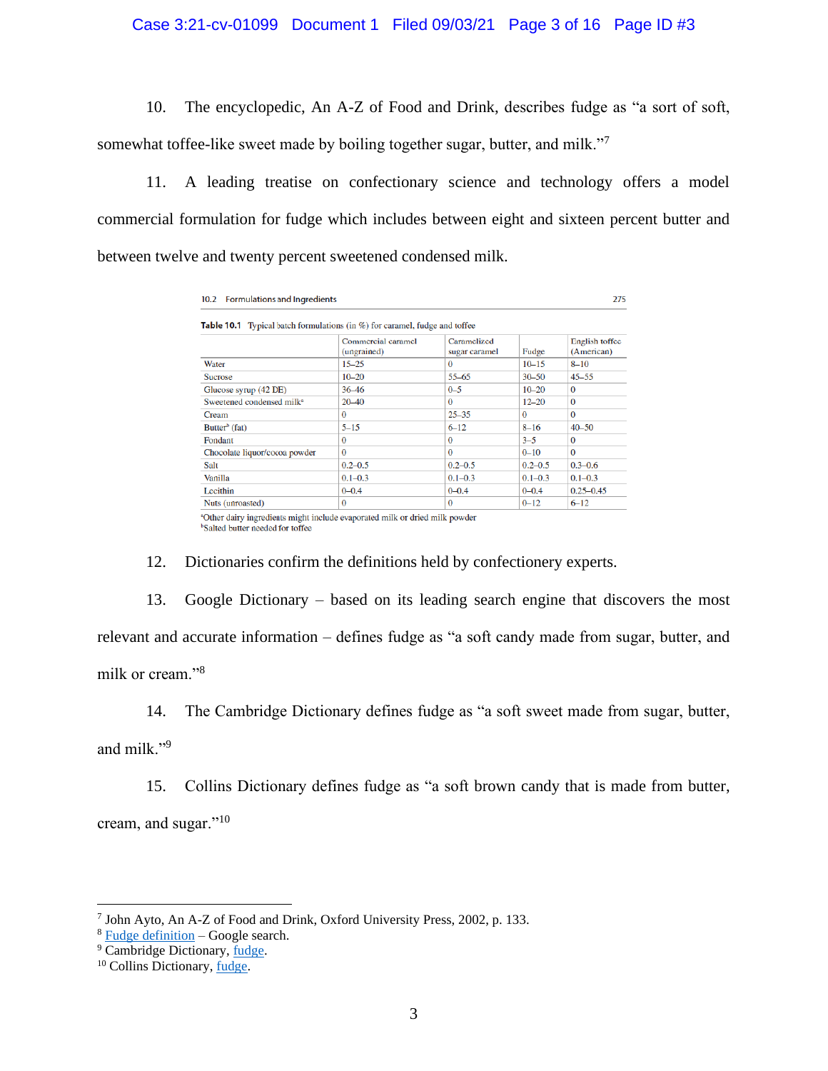10. The encyclopedic, An A-Z of Food and Drink, describes fudge as "a sort of soft, somewhat toffee-like sweet made by boiling together sugar, butter, and milk."[7]

11. A leading treatise on confectionary science and technology offers a model commercial formulation for fudge which includes between eight and sixteen percent butter and between twelve and twenty percent sweetened condensed milk.

10.2 Formulations and Ingredients 275

**Table 10.1** Typical batch formulations (in %) for caramel, fudge and toffee

| | Commercial caramel (ungrained) | Caramelized sugar caramel | Fudge | English toffee (American) |
|---|---|---|---|---|
| Water | 15–25 | 0 | 10–15 | 8–10 |
| Sucrose | 10–20 | 55–65 | 30–50 | 45–55 |
| Glucose syrup (42 DE) | 36–46 | 0–5 | 10–20 | 0 |
| Sweetened condensed milk[a] | 20–40 | 0 | 12–20 | 0 |
| Cream | 0 | 25–35 | 0 | 0 |
| Butter[b] (fat) | 5–15 | 6–12 | 8–16 | 40–50 |
| Fondant | 0 | 0 | 3–5 | 0 |
| Chocolate liquor/cocoa powder | 0 | 0 | 0–10 | 0 |
| Salt | 0.2–0.5 | 0.2–0.5 | 0.2–0.5 | 0.3–0.6 |
| Vanilla | 0.1–0.3 | 0.1–0.3 | 0.1–0.3 | 0.1–0.3 |
| Lecithin | 0–0.4 | 0–0.4 | 0–0.4 | 0.25–0.45 |
| Nuts (unroasted) | 0 | 0 | 0–12 | 6–12 |

[a]Other dairy ingredients might include evaporated milk or dried milk powder
[b]Salted butter needed for toffee

12. Dictionaries confirm the definitions held by confectionery experts.

13. Google Dictionary – based on its leading search engine that discovers the most relevant and accurate information – defines fudge as "a soft candy made from sugar, butter, and milk or cream."[8]

14. The Cambridge Dictionary defines fudge as "a soft sweet made from sugar, butter, and milk."[9]

15. Collins Dictionary defines fudge as "a soft brown candy that is made from butter, cream, and sugar."[10]

---

[7] John Ayto, An A-Z of Food and Drink, Oxford University Press, 2002, p. 133.
[8] Fudge definition – Google search.
[9] Cambridge Dictionary, fudge.
[10] Collins Dictionary, fudge.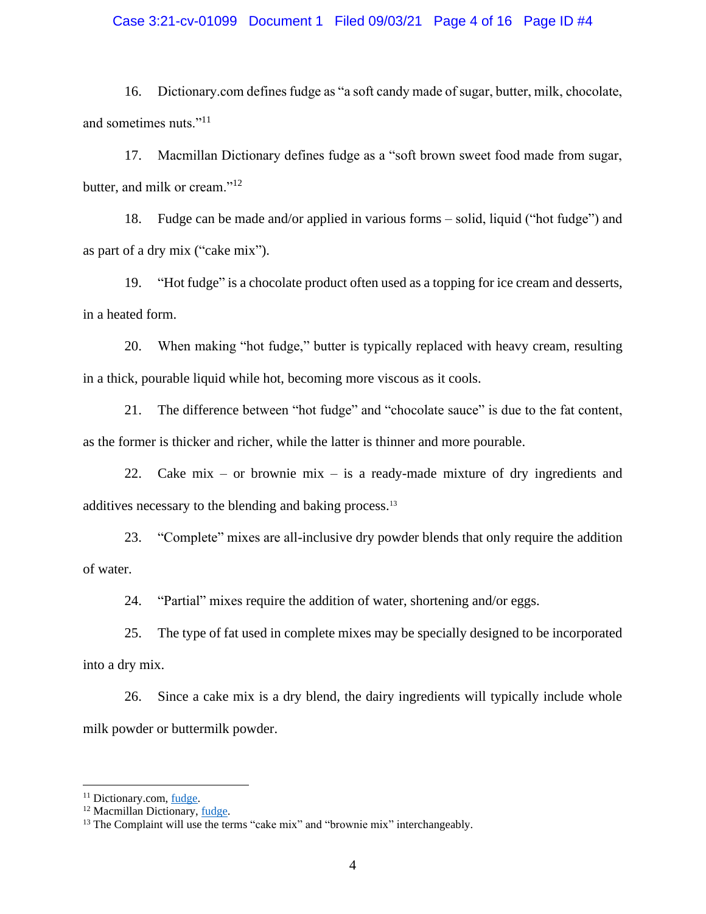16. Dictionary.com defines fudge as "a soft candy made of sugar, butter, milk, chocolate, and sometimes nuts."[11]

17. Macmillan Dictionary defines fudge as a "soft brown sweet food made from sugar, butter, and milk or cream."[12]

18. Fudge can be made and/or applied in various forms – solid, liquid ("hot fudge") and as part of a dry mix ("cake mix").

19. "Hot fudge" is a chocolate product often used as a topping for ice cream and desserts, in a heated form.

20. When making "hot fudge," butter is typically replaced with heavy cream, resulting in a thick, pourable liquid while hot, becoming more viscous as it cools.

21. The difference between "hot fudge" and "chocolate sauce" is due to the fat content, as the former is thicker and richer, while the latter is thinner and more pourable.

22. Cake mix – or brownie mix – is a ready-made mixture of dry ingredients and additives necessary to the blending and baking process.[13]

23. "Complete" mixes are all-inclusive dry powder blends that only require the addition of water.

24. "Partial" mixes require the addition of water, shortening and/or eggs.

25. The type of fat used in complete mixes may be specially designed to be incorporated into a dry mix.

26. Since a cake mix is a dry blend, the dairy ingredients will typically include whole milk powder or buttermilk powder.

---

[11] Dictionary.com, fudge.

[12] Macmillan Dictionary, fudge.

[13] The Complaint will use the terms "cake mix" and "brownie mix" interchangeably.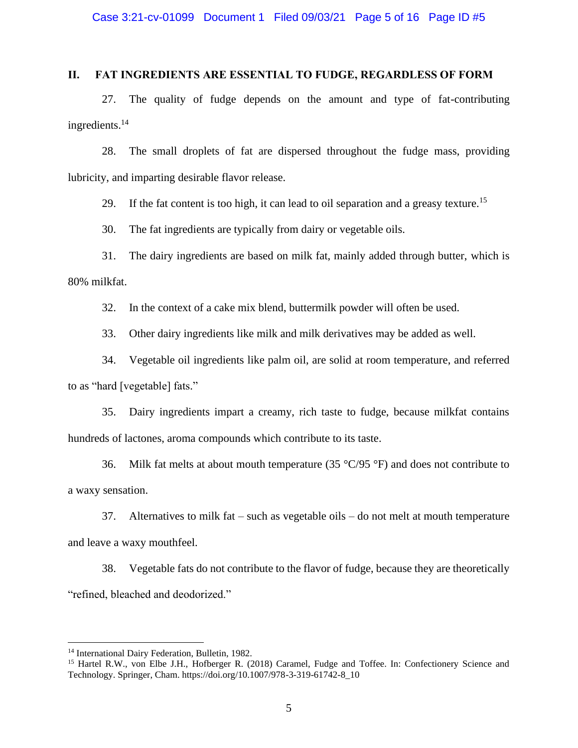## II. FAT INGREDIENTS ARE ESSENTIAL TO FUDGE, REGARDLESS OF FORM

27. The quality of fudge depends on the amount and type of fat-contributing ingredients.[14]

28. The small droplets of fat are dispersed throughout the fudge mass, providing lubricity, and imparting desirable flavor release.

29. If the fat content is too high, it can lead to oil separation and a greasy texture.[15]

30. The fat ingredients are typically from dairy or vegetable oils.

31. The dairy ingredients are based on milk fat, mainly added through butter, which is 80% milkfat.

32. In the context of a cake mix blend, buttermilk powder will often be used.

33. Other dairy ingredients like milk and milk derivatives may be added as well.

34. Vegetable oil ingredients like palm oil, are solid at room temperature, and referred to as "hard [vegetable] fats."

35. Dairy ingredients impart a creamy, rich taste to fudge, because milkfat contains hundreds of lactones, aroma compounds which contribute to its taste.

36. Milk fat melts at about mouth temperature (35 °C/95 °F) and does not contribute to a waxy sensation.

37. Alternatives to milk fat – such as vegetable oils – do not melt at mouth temperature and leave a waxy mouthfeel.

38. Vegetable fats do not contribute to the flavor of fudge, because they are theoretically "refined, bleached and deodorized."

---

[14] International Dairy Federation, Bulletin, 1982.

[15] Hartel R.W., von Elbe J.H., Hofberger R. (2018) Caramel, Fudge and Toffee. In: Confectionery Science and Technology. Springer, Cham. https://doi.org/10.1007/978-3-319-61742-8_10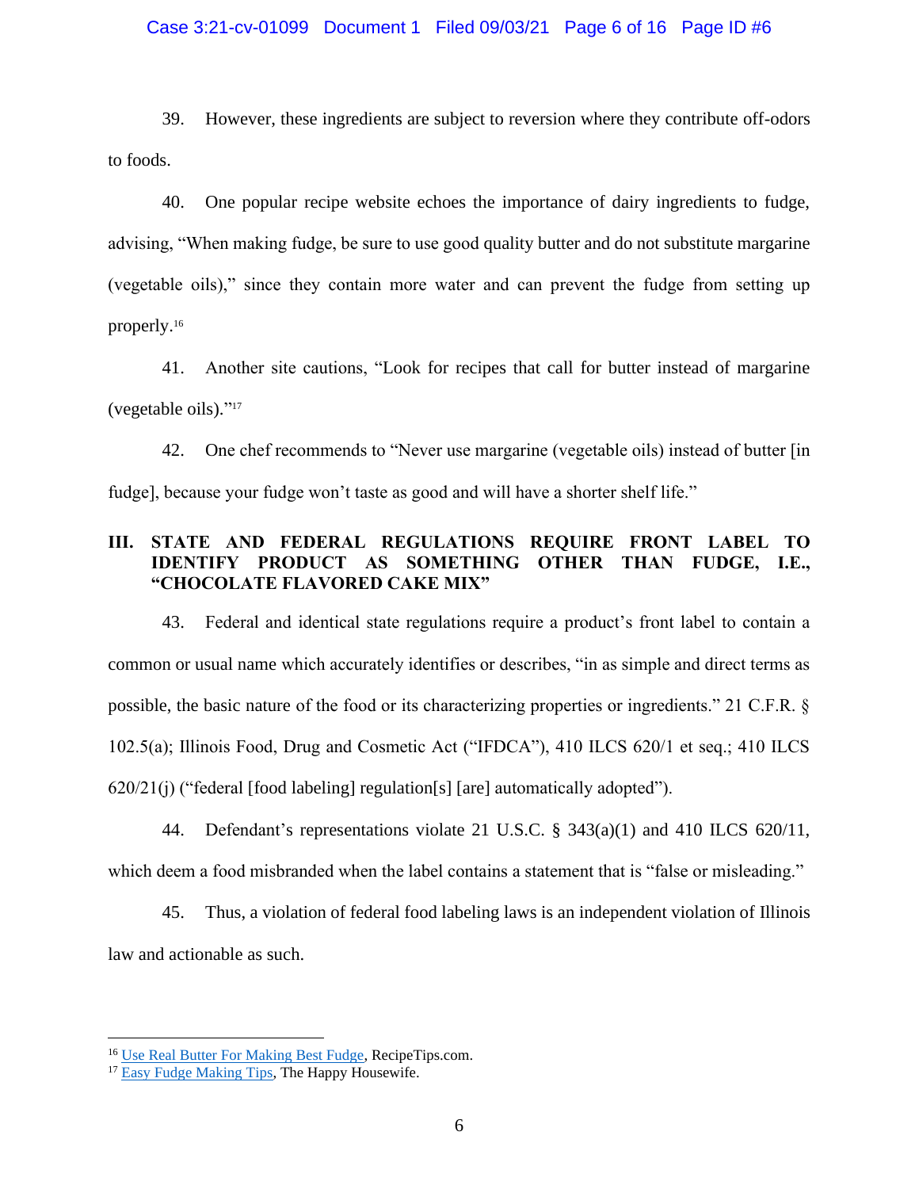39. However, these ingredients are subject to reversion where they contribute off-odors to foods.

40. One popular recipe website echoes the importance of dairy ingredients to fudge, advising, "When making fudge, be sure to use good quality butter and do not substitute margarine (vegetable oils)," since they contain more water and can prevent the fudge from setting up properly.[16]

41. Another site cautions, "Look for recipes that call for butter instead of margarine (vegetable oils)."[17]

42. One chef recommends to "Never use margarine (vegetable oils) instead of butter [in fudge], because your fudge won't taste as good and will have a shorter shelf life."

## III. STATE AND FEDERAL REGULATIONS REQUIRE FRONT LABEL TO IDENTIFY PRODUCT AS SOMETHING OTHER THAN FUDGE, I.E., "CHOCOLATE FLAVORED CAKE MIX"

43. Federal and identical state regulations require a product's front label to contain a common or usual name which accurately identifies or describes, "in as simple and direct terms as possible, the basic nature of the food or its characterizing properties or ingredients." 21 C.F.R. § 102.5(a); Illinois Food, Drug and Cosmetic Act ("IFDCA"), 410 ILCS 620/1 et seq.; 410 ILCS 620/21(j) ("federal [food labeling] regulation[s] [are] automatically adopted").

44. Defendant's representations violate 21 U.S.C. § 343(a)(1) and 410 ILCS 620/11, which deem a food misbranded when the label contains a statement that is "false or misleading."

45. Thus, a violation of federal food labeling laws is an independent violation of Illinois law and actionable as such.

---

[16] Use Real Butter For Making Best Fudge, RecipeTips.com.

[17] Easy Fudge Making Tips, The Happy Housewife.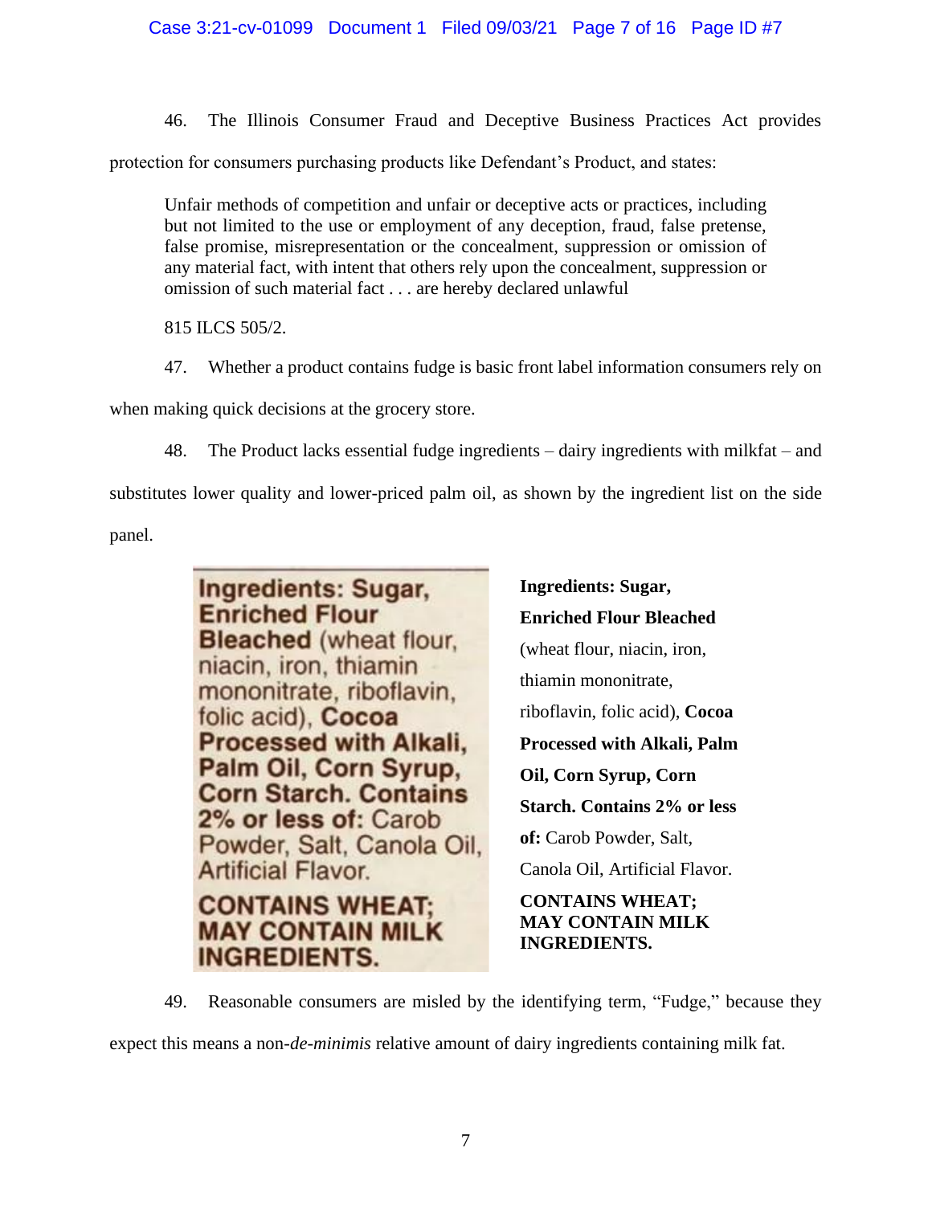46. The Illinois Consumer Fraud and Deceptive Business Practices Act provides protection for consumers purchasing products like Defendant's Product, and states:

> Unfair methods of competition and unfair or deceptive acts or practices, including but not limited to the use or employment of any deception, fraud, false pretense, false promise, misrepresentation or the concealment, suppression or omission of any material fact, with intent that others rely upon the concealment, suppression or omission of such material fact . . . are hereby declared unlawful
>
> 815 ILCS 505/2.

47. Whether a product contains fudge is basic front label information consumers rely on when making quick decisions at the grocery store.

48. The Product lacks essential fudge ingredients – dairy ingredients with milkfat – and substitutes lower quality and lower-priced palm oil, as shown by the ingredient list on the side panel.

**Ingredients: Sugar, Enriched Flour Bleached** (wheat flour, niacin, iron, thiamin mononitrate, riboflavin, folic acid), **Cocoa Processed with Alkali, Palm Oil, Corn Syrup, Corn Starch. Contains 2% or less of:** Carob Powder, Salt, Canola Oil, Artificial Flavor.

**CONTAINS WHEAT; MAY CONTAIN MILK INGREDIENTS.**

**Ingredients: Sugar, Enriched Flour Bleached** (wheat flour, niacin, iron, thiamin mononitrate, riboflavin, folic acid), **Cocoa Processed with Alkali, Palm Oil, Corn Syrup, Corn Starch. Contains 2% or less of:** Carob Powder, Salt, Canola Oil, Artificial Flavor.

**CONTAINS WHEAT; MAY CONTAIN MILK INGREDIENTS.**

49. Reasonable consumers are misled by the identifying term, "Fudge," because they expect this means a non-*de-minimis* relative amount of dairy ingredients containing milk fat.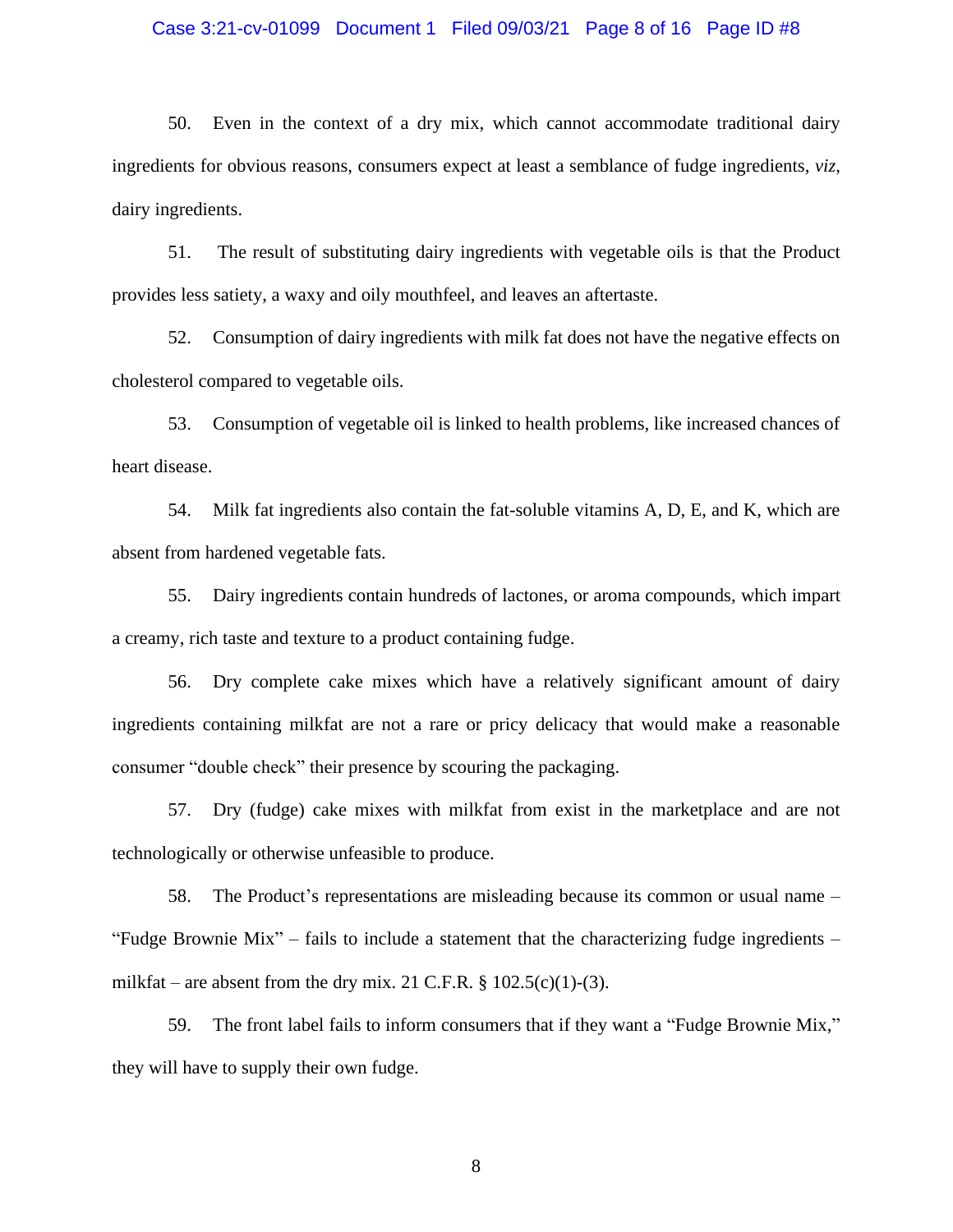50. Even in the context of a dry mix, which cannot accommodate traditional dairy ingredients for obvious reasons, consumers expect at least a semblance of fudge ingredients, *viz*, dairy ingredients.

51. The result of substituting dairy ingredients with vegetable oils is that the Product provides less satiety, a waxy and oily mouthfeel, and leaves an aftertaste.

52. Consumption of dairy ingredients with milk fat does not have the negative effects on cholesterol compared to vegetable oils.

53. Consumption of vegetable oil is linked to health problems, like increased chances of heart disease.

54. Milk fat ingredients also contain the fat-soluble vitamins A, D, E, and K, which are absent from hardened vegetable fats.

55. Dairy ingredients contain hundreds of lactones, or aroma compounds, which impart a creamy, rich taste and texture to a product containing fudge.

56. Dry complete cake mixes which have a relatively significant amount of dairy ingredients containing milkfat are not a rare or pricy delicacy that would make a reasonable consumer "double check" their presence by scouring the packaging.

57. Dry (fudge) cake mixes with milkfat from exist in the marketplace and are not technologically or otherwise unfeasible to produce.

58. The Product's representations are misleading because its common or usual name – "Fudge Brownie Mix" – fails to include a statement that the characterizing fudge ingredients – milkfat – are absent from the dry mix. 21 C.F.R. § 102.5(c)(1)-(3).

59. The front label fails to inform consumers that if they want a "Fudge Brownie Mix," they will have to supply their own fudge.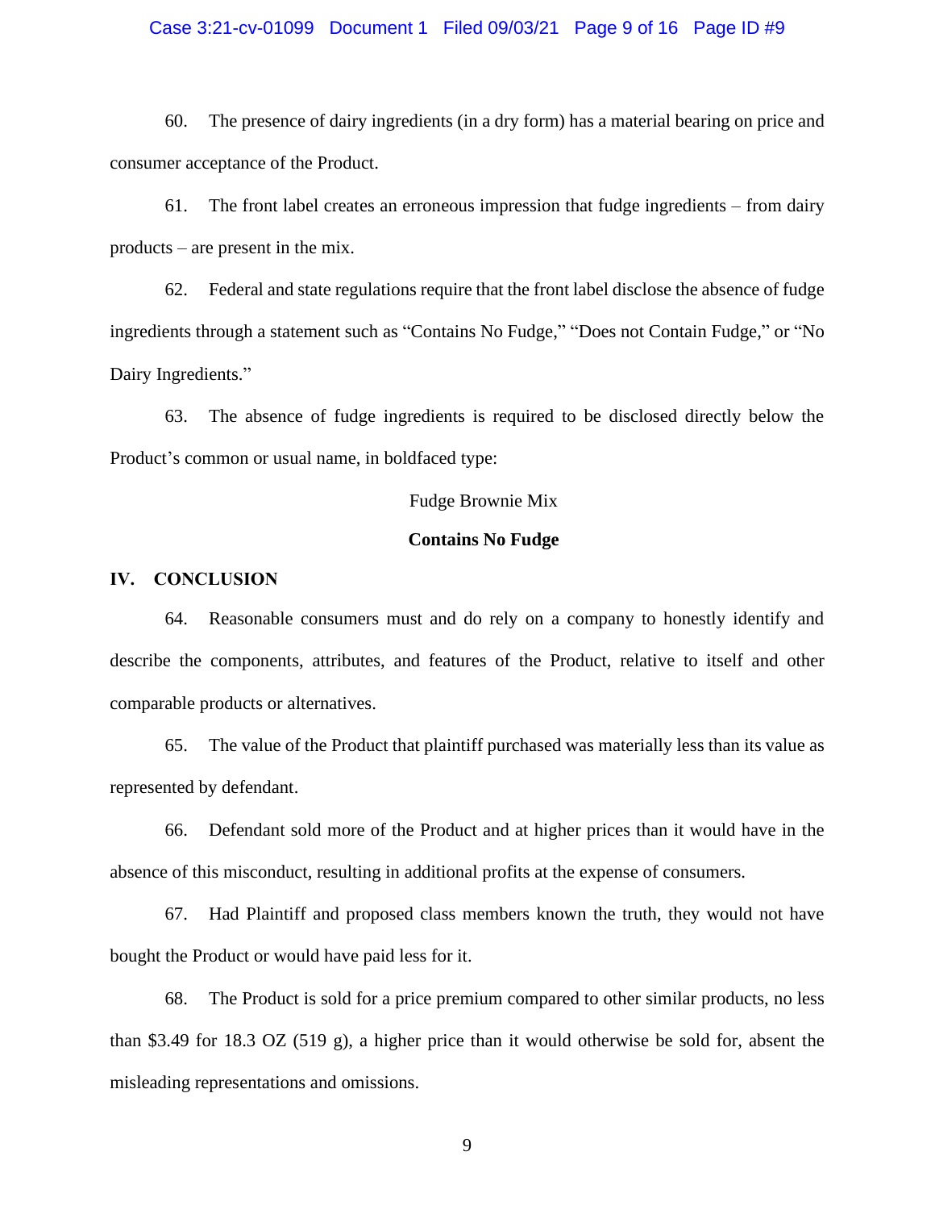60. The presence of dairy ingredients (in a dry form) has a material bearing on price and consumer acceptance of the Product.

61. The front label creates an erroneous impression that fudge ingredients – from dairy products – are present in the mix.

62. Federal and state regulations require that the front label disclose the absence of fudge ingredients through a statement such as "Contains No Fudge," "Does not Contain Fudge," or "No Dairy Ingredients."

63. The absence of fudge ingredients is required to be disclosed directly below the Product's common or usual name, in boldfaced type:

Fudge Brownie Mix

**Contains No Fudge**

## IV. CONCLUSION

64. Reasonable consumers must and do rely on a company to honestly identify and describe the components, attributes, and features of the Product, relative to itself and other comparable products or alternatives.

65. The value of the Product that plaintiff purchased was materially less than its value as represented by defendant.

66. Defendant sold more of the Product and at higher prices than it would have in the absence of this misconduct, resulting in additional profits at the expense of consumers.

67. Had Plaintiff and proposed class members known the truth, they would not have bought the Product or would have paid less for it.

68. The Product is sold for a price premium compared to other similar products, no less than $3.49 for 18.3 OZ (519 g), a higher price than it would otherwise be sold for, absent the misleading representations and omissions.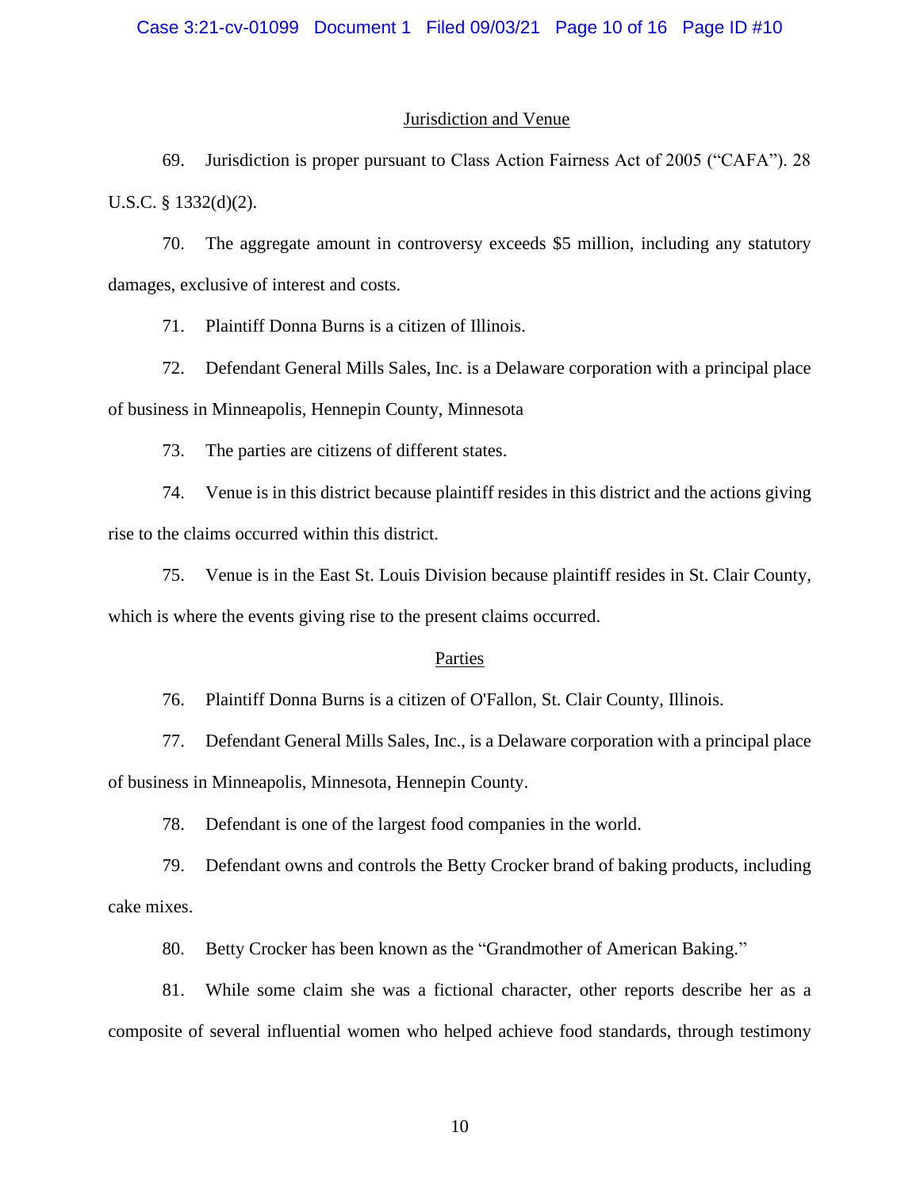## Jurisdiction and Venue

69. Jurisdiction is proper pursuant to Class Action Fairness Act of 2005 ("CAFA"). 28 U.S.C. § 1332(d)(2).

70. The aggregate amount in controversy exceeds $5 million, including any statutory damages, exclusive of interest and costs.

71. Plaintiff Donna Burns is a citizen of Illinois.

72. Defendant General Mills Sales, Inc. is a Delaware corporation with a principal place of business in Minneapolis, Hennepin County, Minnesota

73. The parties are citizens of different states.

74. Venue is in this district because plaintiff resides in this district and the actions giving rise to the claims occurred within this district.

75. Venue is in the East St. Louis Division because plaintiff resides in St. Clair County, which is where the events giving rise to the present claims occurred.

## Parties

76. Plaintiff Donna Burns is a citizen of O'Fallon, St. Clair County, Illinois.

77. Defendant General Mills Sales, Inc., is a Delaware corporation with a principal place of business in Minneapolis, Minnesota, Hennepin County.

78. Defendant is one of the largest food companies in the world.

79. Defendant owns and controls the Betty Crocker brand of baking products, including cake mixes.

80. Betty Crocker has been known as the "Grandmother of American Baking."

81. While some claim she was a fictional character, other reports describe her as a composite of several influential women who helped achieve food standards, through testimony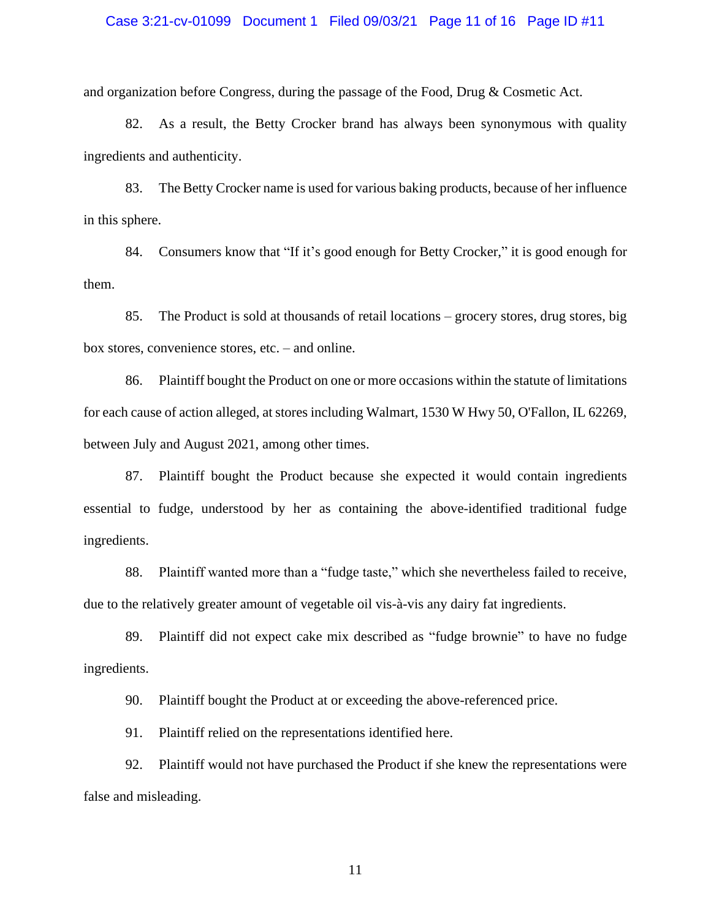and organization before Congress, during the passage of the Food, Drug & Cosmetic Act.

82. As a result, the Betty Crocker brand has always been synonymous with quality ingredients and authenticity.

83. The Betty Crocker name is used for various baking products, because of her influence in this sphere.

84. Consumers know that "If it's good enough for Betty Crocker," it is good enough for them.

85. The Product is sold at thousands of retail locations – grocery stores, drug stores, big box stores, convenience stores, etc. – and online.

86. Plaintiff bought the Product on one or more occasions within the statute of limitations for each cause of action alleged, at stores including Walmart, 1530 W Hwy 50, O'Fallon, IL 62269, between July and August 2021, among other times.

87. Plaintiff bought the Product because she expected it would contain ingredients essential to fudge, understood by her as containing the above-identified traditional fudge ingredients.

88. Plaintiff wanted more than a "fudge taste," which she nevertheless failed to receive, due to the relatively greater amount of vegetable oil vis-à-vis any dairy fat ingredients.

89. Plaintiff did not expect cake mix described as "fudge brownie" to have no fudge ingredients.

90. Plaintiff bought the Product at or exceeding the above-referenced price.

91. Plaintiff relied on the representations identified here.

92. Plaintiff would not have purchased the Product if she knew the representations were false and misleading.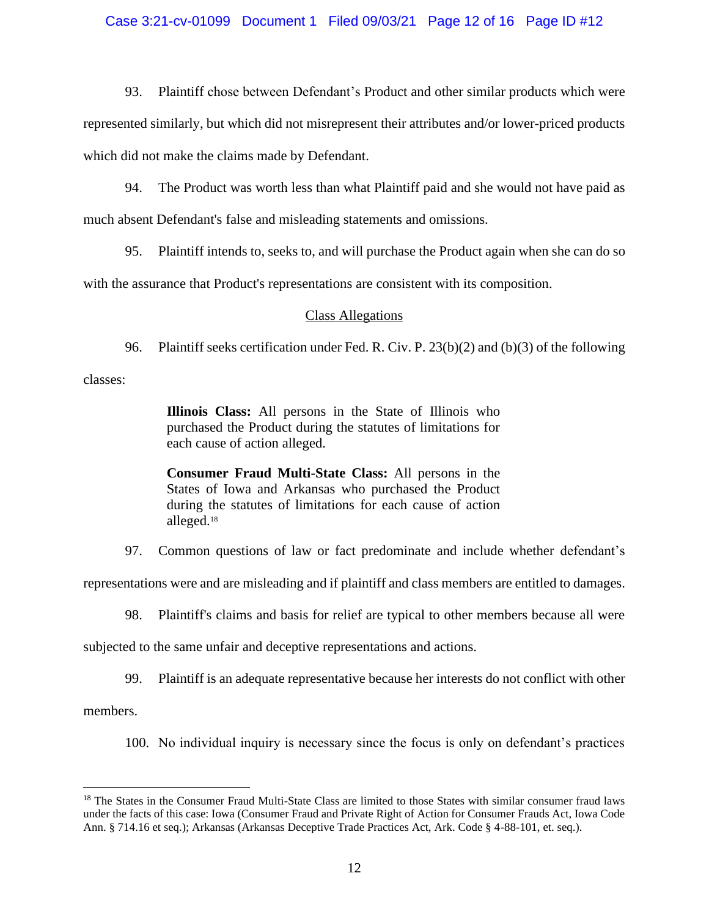93. Plaintiff chose between Defendant's Product and other similar products which were represented similarly, but which did not misrepresent their attributes and/or lower-priced products which did not make the claims made by Defendant.

94. The Product was worth less than what Plaintiff paid and she would not have paid as much absent Defendant's false and misleading statements and omissions.

95. Plaintiff intends to, seeks to, and will purchase the Product again when she can do so with the assurance that Product's representations are consistent with its composition.

## Class Allegations

96. Plaintiff seeks certification under Fed. R. Civ. P. 23(b)(2) and (b)(3) of the following classes:

> **Illinois Class:** All persons in the State of Illinois who purchased the Product during the statutes of limitations for each cause of action alleged.
>
> **Consumer Fraud Multi-State Class:** All persons in the States of Iowa and Arkansas who purchased the Product during the statutes of limitations for each cause of action alleged.[18]

97. Common questions of law or fact predominate and include whether defendant's representations were and are misleading and if plaintiff and class members are entitled to damages.

98. Plaintiff's claims and basis for relief are typical to other members because all were subjected to the same unfair and deceptive representations and actions.

99. Plaintiff is an adequate representative because her interests do not conflict with other members.

100. No individual inquiry is necessary since the focus is only on defendant's practices

---

[18] The States in the Consumer Fraud Multi-State Class are limited to those States with similar consumer fraud laws under the facts of this case: Iowa (Consumer Fraud and Private Right of Action for Consumer Frauds Act, Iowa Code Ann. § 714.16 et seq.); Arkansas (Arkansas Deceptive Trade Practices Act, Ark. Code § 4-88-101, et. seq.).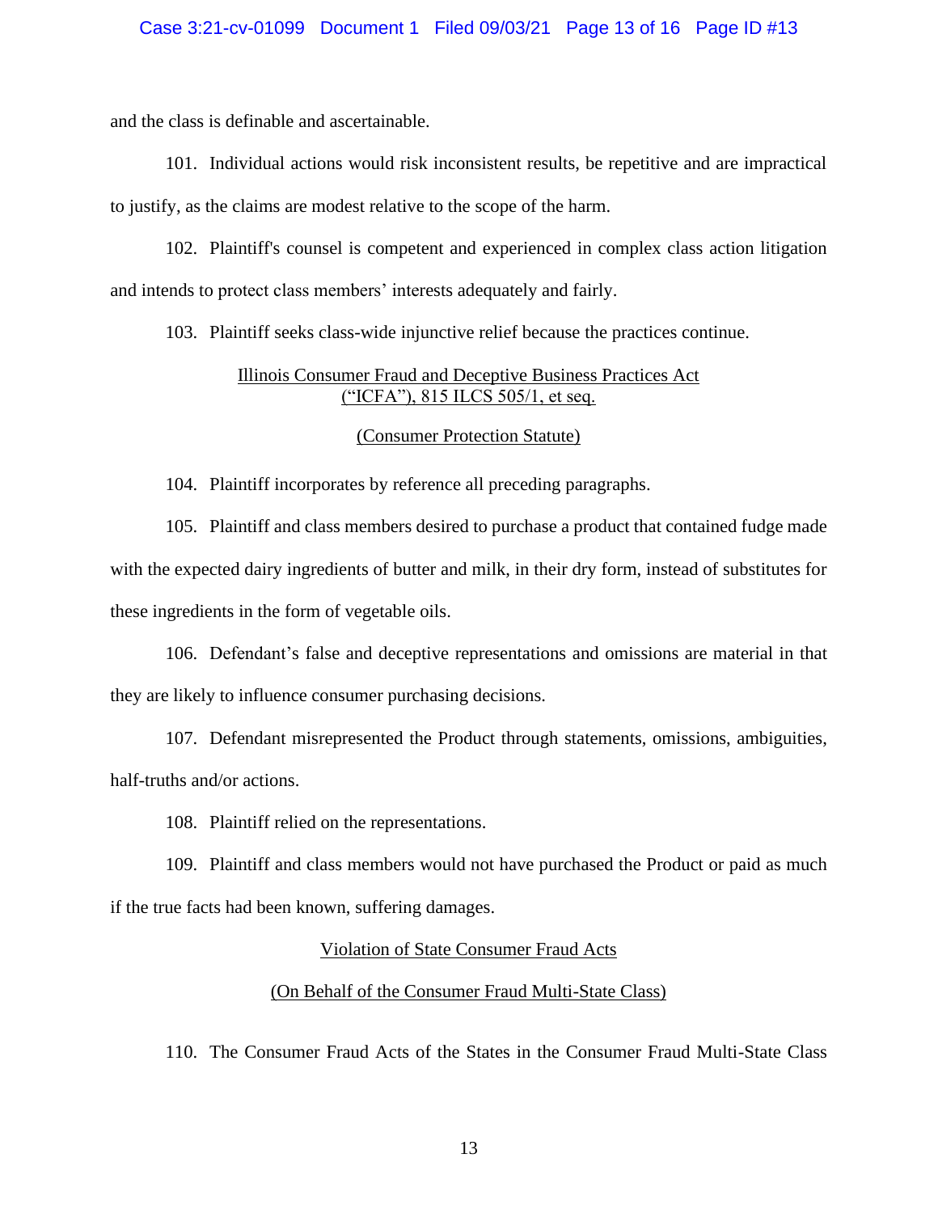and the class is definable and ascertainable.

101. Individual actions would risk inconsistent results, be repetitive and are impractical to justify, as the claims are modest relative to the scope of the harm.

102. Plaintiff's counsel is competent and experienced in complex class action litigation and intends to protect class members' interests adequately and fairly.

103. Plaintiff seeks class-wide injunctive relief because the practices continue.

## Illinois Consumer Fraud and Deceptive Business Practices Act ("ICFA"), 815 ILCS 505/1, et seq.

## (Consumer Protection Statute)

104. Plaintiff incorporates by reference all preceding paragraphs.

105. Plaintiff and class members desired to purchase a product that contained fudge made with the expected dairy ingredients of butter and milk, in their dry form, instead of substitutes for these ingredients in the form of vegetable oils.

106. Defendant's false and deceptive representations and omissions are material in that they are likely to influence consumer purchasing decisions.

107. Defendant misrepresented the Product through statements, omissions, ambiguities, half-truths and/or actions.

108. Plaintiff relied on the representations.

109. Plaintiff and class members would not have purchased the Product or paid as much if the true facts had been known, suffering damages.

## Violation of State Consumer Fraud Acts

## (On Behalf of the Consumer Fraud Multi-State Class)

110. The Consumer Fraud Acts of the States in the Consumer Fraud Multi-State Class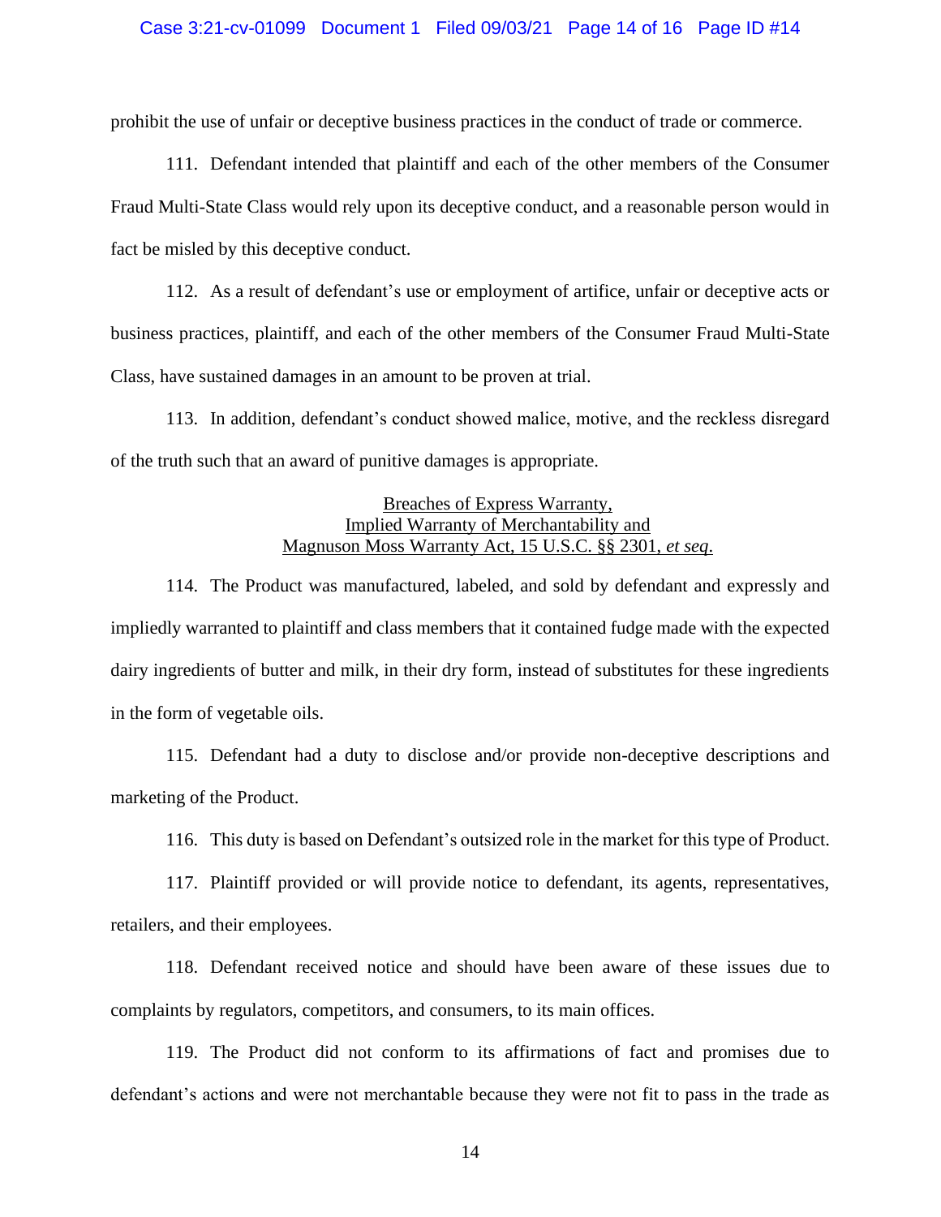prohibit the use of unfair or deceptive business practices in the conduct of trade or commerce.

111. Defendant intended that plaintiff and each of the other members of the Consumer Fraud Multi-State Class would rely upon its deceptive conduct, and a reasonable person would in fact be misled by this deceptive conduct.

112. As a result of defendant's use or employment of artifice, unfair or deceptive acts or business practices, plaintiff, and each of the other members of the Consumer Fraud Multi-State Class, have sustained damages in an amount to be proven at trial.

113. In addition, defendant's conduct showed malice, motive, and the reckless disregard of the truth such that an award of punitive damages is appropriate.

Breaches of Express Warranty,
Implied Warranty of Merchantability and
Magnuson Moss Warranty Act, 15 U.S.C. §§ 2301, *et seq*.

114. The Product was manufactured, labeled, and sold by defendant and expressly and impliedly warranted to plaintiff and class members that it contained fudge made with the expected dairy ingredients of butter and milk, in their dry form, instead of substitutes for these ingredients in the form of vegetable oils.

115. Defendant had a duty to disclose and/or provide non-deceptive descriptions and marketing of the Product.

116. This duty is based on Defendant's outsized role in the market for this type of Product.

117. Plaintiff provided or will provide notice to defendant, its agents, representatives, retailers, and their employees.

118. Defendant received notice and should have been aware of these issues due to complaints by regulators, competitors, and consumers, to its main offices.

119. The Product did not conform to its affirmations of fact and promises due to defendant's actions and were not merchantable because they were not fit to pass in the trade as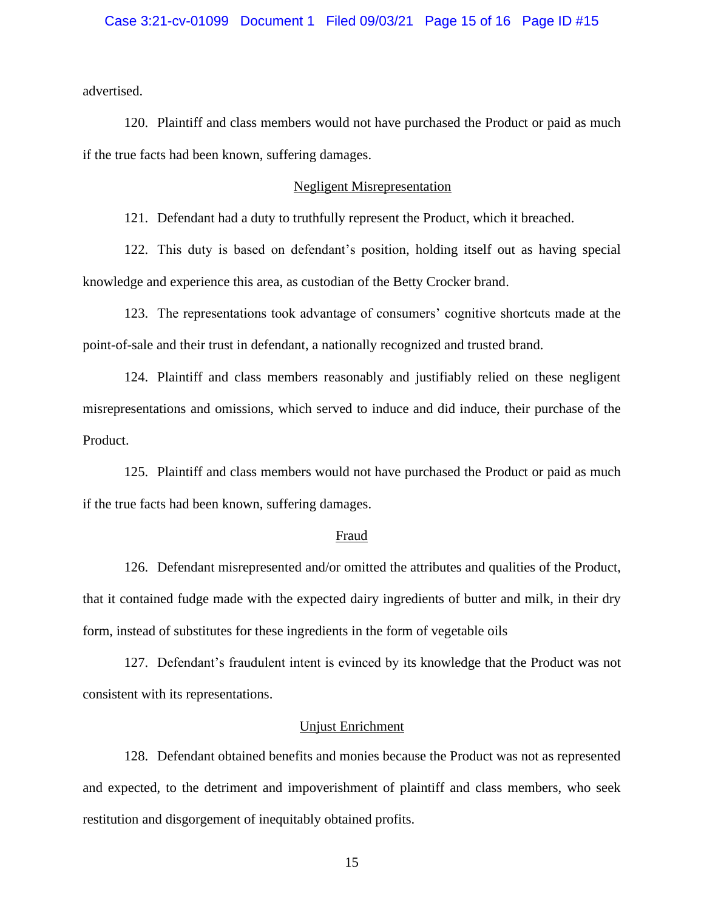advertised.

120. Plaintiff and class members would not have purchased the Product or paid as much if the true facts had been known, suffering damages.

Negligent Misrepresentation

121. Defendant had a duty to truthfully represent the Product, which it breached.

122. This duty is based on defendant's position, holding itself out as having special knowledge and experience this area, as custodian of the Betty Crocker brand.

123. The representations took advantage of consumers' cognitive shortcuts made at the point-of-sale and their trust in defendant, a nationally recognized and trusted brand.

124. Plaintiff and class members reasonably and justifiably relied on these negligent misrepresentations and omissions, which served to induce and did induce, their purchase of the Product.

125. Plaintiff and class members would not have purchased the Product or paid as much if the true facts had been known, suffering damages.

Fraud

126. Defendant misrepresented and/or omitted the attributes and qualities of the Product, that it contained fudge made with the expected dairy ingredients of butter and milk, in their dry form, instead of substitutes for these ingredients in the form of vegetable oils

127. Defendant's fraudulent intent is evinced by its knowledge that the Product was not consistent with its representations.

Unjust Enrichment

128. Defendant obtained benefits and monies because the Product was not as represented and expected, to the detriment and impoverishment of plaintiff and class members, who seek restitution and disgorgement of inequitably obtained profits.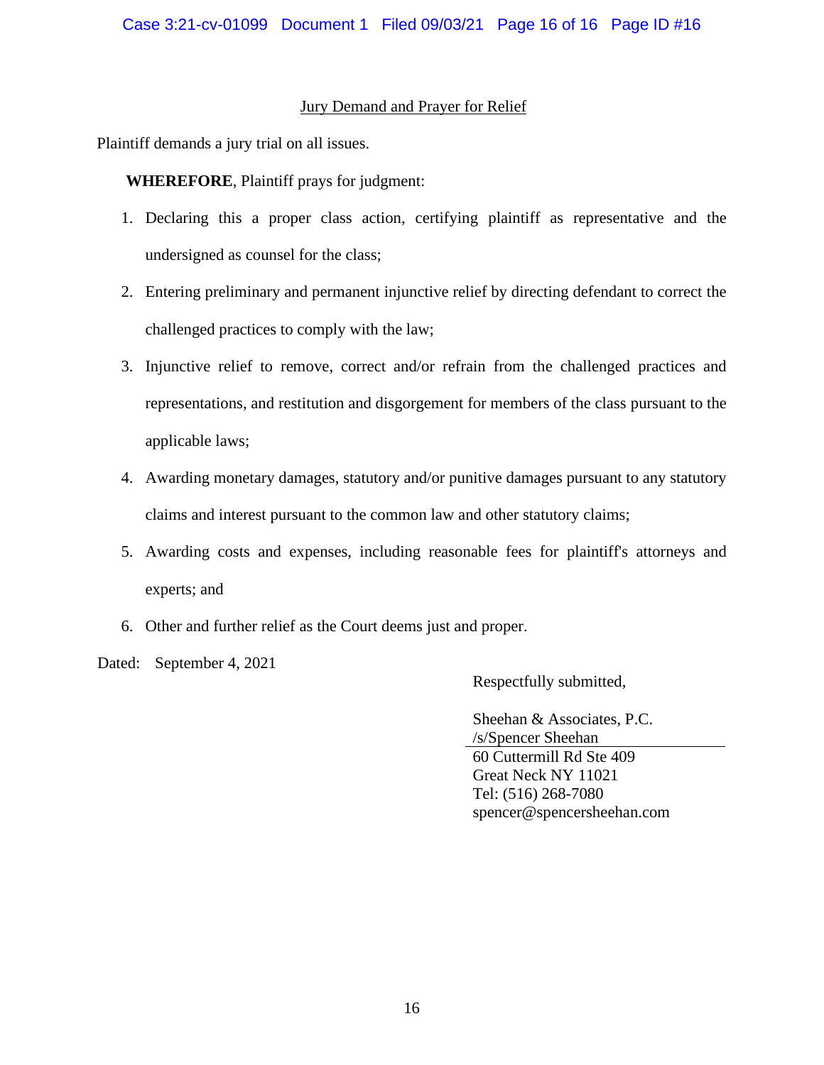## Jury Demand and Prayer for Relief

Plaintiff demands a jury trial on all issues.

**WHEREFORE**, Plaintiff prays for judgment:

1. Declaring this a proper class action, certifying plaintiff as representative and the undersigned as counsel for the class;
2. Entering preliminary and permanent injunctive relief by directing defendant to correct the challenged practices to comply with the law;
3. Injunctive relief to remove, correct and/or refrain from the challenged practices and representations, and restitution and disgorgement for members of the class pursuant to the applicable laws;
4. Awarding monetary damages, statutory and/or punitive damages pursuant to any statutory claims and interest pursuant to the common law and other statutory claims;
5. Awarding costs and expenses, including reasonable fees for plaintiff's attorneys and experts; and
6. Other and further relief as the Court deems just and proper.

Dated: September 4, 2021

Respectfully submitted,

Sheehan & Associates, P.C.
/s/Spencer Sheehan
60 Cuttermill Rd Ste 409
Great Neck NY 11021
Tel: (516) 268-7080
spencer@spencersheehan.com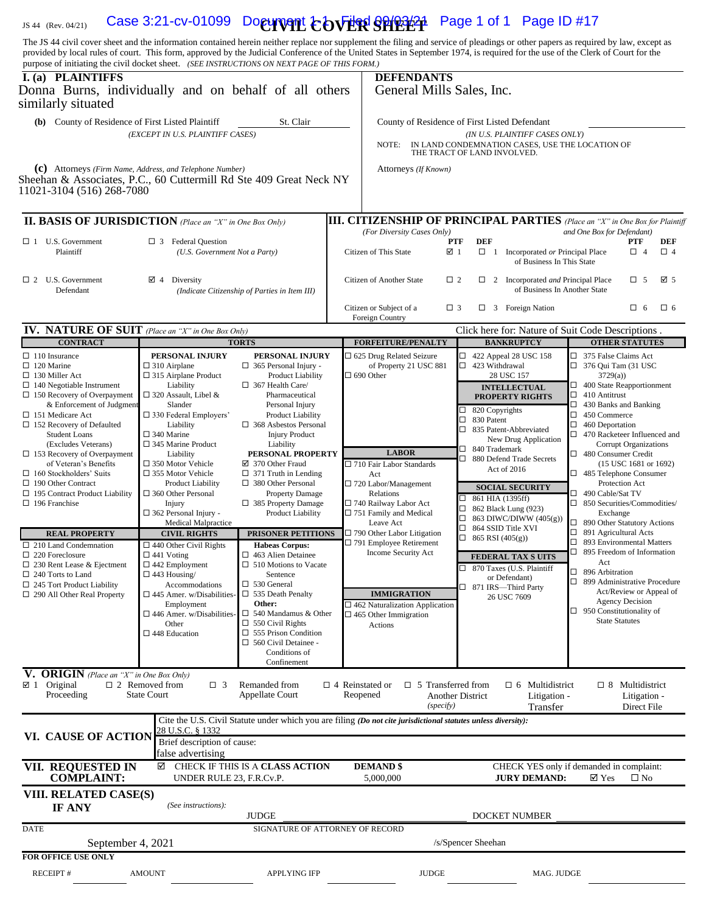JS 44 (Rev. 04/21)

# CIVIL COVER SHEET

The JS 44 civil cover sheet and the information contained herein neither replace nor supplement the filing and service of pleadings or other papers as required by law, except as provided by local rules of court. This form, approved by the Judicial Conference of the United States in September 1974, is required for the use of the Clerk of Court for the purpose of initiating the civil docket sheet. *(SEE INSTRUCTIONS ON NEXT PAGE OF THIS FORM.)*

## I. (a) PLAINTIFFS

Donna Burns, individually and on behalf of all others similarly situated

**(b)** County of Residence of First Listed Plaintiff: St. Clair
*(EXCEPT IN U.S. PLAINTIFF CASES)*

**(c)** Attorneys *(Firm Name, Address, and Telephone Number)*
Sheehan & Associates, P.C., 60 Cuttermill Rd Ste 409 Great Neck NY 11021-3104 (516) 268-7080

## DEFENDANTS

General Mills Sales, Inc.

County of Residence of First Listed Defendant
*(IN U.S. PLAINTIFF CASES ONLY)*

NOTE: IN LAND CONDEMNATION CASES, USE THE LOCATION OF THE TRACT OF LAND INVOLVED.

Attorneys *(If Known)*

## II. BASIS OF JURISDICTION *(Place an "X" in One Box Only)*

- ☐ 1 U.S. Government Plaintiff
- ☐ 3 Federal Question (U.S. Government Not a Party)
- ☐ 2 U.S. Government Defendant
- ☑ 4 Diversity (Indicate Citizenship of Parties in Item III)

## III. CITIZENSHIP OF PRINCIPAL PARTIES *(Place an "X" in One Box for Plaintiff and One Box for Defendant)* *(For Diversity Cases Only)*

| | PTF | DEF | | PTF | DEF |
|---|---|---|---|---|---|
| Citizen of This State | ☑ 1 | ☐ 1 | Incorporated *or* Principal Place of Business In This State | ☐ 4 | ☐ 4 |
| Citizen of Another State | ☐ 2 | ☐ 2 | Incorporated *and* Principal Place of Business In Another State | ☐ 5 | ☑ 5 |
| Citizen or Subject of a Foreign Country | ☐ 3 | ☐ 3 | Foreign Nation | ☐ 6 | ☐ 6 |

## IV. NATURE OF SUIT *(Place an "X" in One Box Only)*

Click here for: Nature of Suit Code Descriptions.

**CONTRACT**
- ☐ 110 Insurance
- ☐ 120 Marine
- ☐ 130 Miller Act
- ☐ 140 Negotiable Instrument
- ☐ 150 Recovery of Overpayment & Enforcement of Judgment
- ☐ 151 Medicare Act
- ☐ 152 Recovery of Defaulted Student Loans (Excludes Veterans)
- ☐ 153 Recovery of Overpayment of Veteran's Benefits
- ☐ 160 Stockholders' Suits
- ☐ 190 Other Contract
- ☐ 195 Contract Product Liability
- ☐ 196 Franchise

**REAL PROPERTY**
- ☐ 210 Land Condemnation
- ☐ 220 Foreclosure
- ☐ 230 Rent Lease & Ejectment
- ☐ 240 Torts to Land
- ☐ 245 Tort Product Liability
- ☐ 290 All Other Real Property

**TORTS**

PERSONAL INJURY
- ☐ 310 Airplane
- ☐ 315 Airplane Product Liability
- ☐ 320 Assault, Libel & Slander
- ☐ 330 Federal Employers' Liability
- ☐ 340 Marine
- ☐ 345 Marine Product Liability
- ☐ 350 Motor Vehicle
- ☐ 355 Motor Vehicle Product Liability
- ☐ 360 Other Personal Injury
- ☐ 362 Personal Injury - Medical Malpractice

PERSONAL INJURY
- ☐ 365 Personal Injury - Product Liability
- ☐ 367 Health Care/ Pharmaceutical Personal Injury Product Liability
- ☐ 368 Asbestos Personal Injury Product Liability

PERSONAL PROPERTY
- ☑ 370 Other Fraud
- ☐ 371 Truth in Lending
- ☐ 380 Other Personal Property Damage
- ☐ 385 Property Damage Product Liability

**CIVIL RIGHTS**
- ☐ 440 Other Civil Rights
- ☐ 441 Voting
- ☐ 442 Employment
- ☐ 443 Housing/ Accommodations
- ☐ 445 Amer. w/Disabilities- Employment
- ☐ 446 Amer. w/Disabilities- Other
- ☐ 448 Education

**PRISONER PETITIONS**

Habeas Corpus:
- ☐ 463 Alien Detainee
- ☐ 510 Motions to Vacate Sentence
- ☐ 530 General
- ☐ 535 Death Penalty

Other:
- ☐ 540 Mandamus & Other
- ☐ 550 Civil Rights
- ☐ 555 Prison Condition
- ☐ 560 Civil Detainee - Conditions of Confinement

**FORFEITURE/PENALTY**
- ☐ 625 Drug Related Seizure of Property 21 USC 881
- ☐ 690 Other

**LABOR**
- ☐ 710 Fair Labor Standards Act
- ☐ 720 Labor/Management Relations
- ☐ 740 Railway Labor Act
- ☐ 751 Family and Medical Leave Act
- ☐ 790 Other Labor Litigation
- ☐ 791 Employee Retirement Income Security Act

**IMMIGRATION**
- ☐ 462 Naturalization Application
- ☐ 465 Other Immigration Actions

**BANKRUPTCY**
- ☐ 422 Appeal 28 USC 158
- ☐ 423 Withdrawal 28 USC 157

**INTELLECTUAL PROPERTY RIGHTS**
- ☐ 820 Copyrights
- ☐ 830 Patent
- ☐ 835 Patent-Abbreviated New Drug Application
- ☐ 840 Trademark
- ☐ 880 Defend Trade Secrets Act of 2016

**SOCIAL SECURITY**
- ☐ 861 HIA (1395ff)
- ☐ 862 Black Lung (923)
- ☐ 863 DIWC/DIWW (405(g))
- ☐ 864 SSID Title XVI
- ☐ 865 RSI (405(g))

**FEDERAL TAX SUITS**
- ☐ 870 Taxes (U.S. Plaintiff or Defendant)
- ☐ 871 IRS—Third Party 26 USC 7609

**OTHER STATUTES**
- ☐ 375 False Claims Act
- ☐ 376 Qui Tam (31 USC 3729(a))
- ☐ 400 State Reapportionment
- ☐ 410 Antitrust
- ☐ 430 Banks and Banking
- ☐ 450 Commerce
- ☐ 460 Deportation
- ☐ 470 Racketeer Influenced and Corrupt Organizations
- ☐ 480 Consumer Credit (15 USC 1681 or 1692)
- ☐ 485 Telephone Consumer Protection Act
- ☐ 490 Cable/Sat TV
- ☐ 850 Securities/Commodities/ Exchange
- ☐ 890 Other Statutory Actions
- ☐ 891 Agricultural Acts
- ☐ 893 Environmental Matters
- ☐ 895 Freedom of Information Act
- ☐ 896 Arbitration
- ☐ 899 Administrative Procedure Act/Review or Appeal of Agency Decision
- ☐ 950 Constitutionality of State Statutes

## V. ORIGIN *(Place an "X" in One Box Only)*

- ☑ 1 Original Proceeding
- ☐ 2 Removed from State Court
- ☐ 3 Remanded from Appellate Court
- ☐ 4 Reinstated or Reopened
- ☐ 5 Transferred from Another District *(specify)*
- ☐ 6 Multidistrict Litigation - Transfer
- ☐ 8 Multidistrict Litigation - Direct File

## VI. CAUSE OF ACTION

Cite the U.S. Civil Statute under which you are filing *(Do not cite jurisdictional statutes unless diversity)*:
28 U.S.C. § 1332

Brief description of cause:
false advertising

## VII. REQUESTED IN COMPLAINT:

☑ CHECK IF THIS IS A **CLASS ACTION** UNDER RULE 23, F.R.Cv.P.

**DEMAND $** 5,000,000

CHECK YES only if demanded in complaint:
**JURY DEMAND:** ☑ Yes ☐ No

## VIII. RELATED CASE(S) IF ANY

*(See instructions)*: JUDGE DOCKET NUMBER

DATE: September 4, 2021

SIGNATURE OF ATTORNEY OF RECORD: /s/Spencer Sheehan

**FOR OFFICE USE ONLY**

RECEIPT # AMOUNT APPLYING IFP JUDGE MAG. JUDGE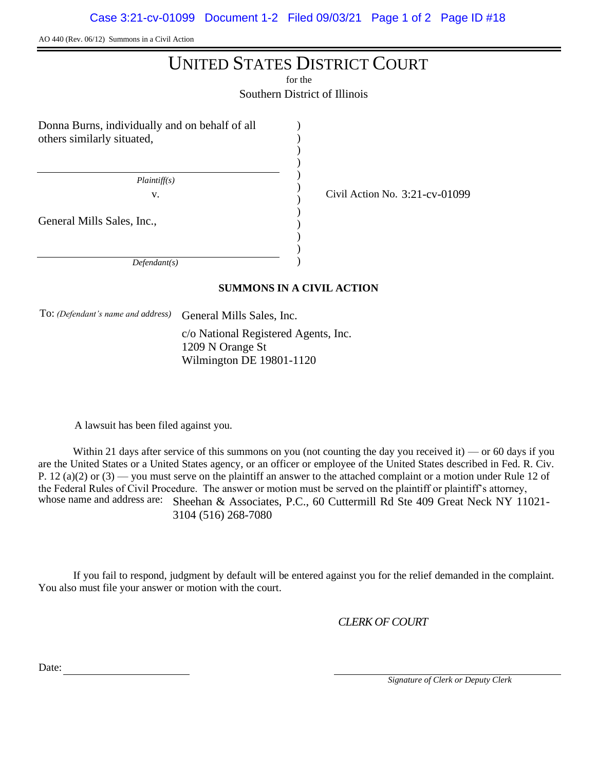AO 440 (Rev. 06/12) Summons in a Civil Action

# UNITED STATES DISTRICT COURT

for the

Southern District of Illinois

Donna Burns, individually and on behalf of all others similarly situated,

*Plaintiff(s)*

v.

General Mills Sales, Inc.,

*Defendant(s)*

Civil Action No. 3:21-cv-01099

**SUMMONS IN A CIVIL ACTION**

To: *(Defendant's name and address)* General Mills Sales, Inc.
c/o National Registered Agents, Inc.
1209 N Orange St
Wilmington DE 19801-1120

A lawsuit has been filed against you.

Within 21 days after service of this summons on you (not counting the day you received it) — or 60 days if you are the United States or a United States agency, or an officer or employee of the United States described in Fed. R. Civ. P. 12 (a)(2) or (3) — you must serve on the plaintiff an answer to the attached complaint or a motion under Rule 12 of the Federal Rules of Civil Procedure. The answer or motion must be served on the plaintiff or plaintiff's attorney, whose name and address are: Sheehan & Associates, P.C., 60 Cuttermill Rd Ste 409 Great Neck NY 11021-3104 (516) 268-7080

If you fail to respond, judgment by default will be entered against you for the relief demanded in the complaint. You also must file your answer or motion with the court.

*CLERK OF COURT*

Date: ______________________

______________________
*Signature of Clerk or Deputy Clerk*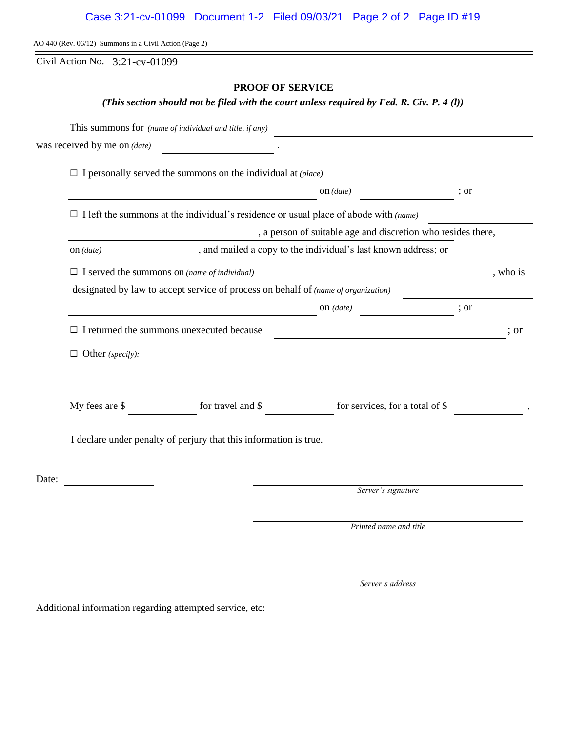AO 440 (Rev. 06/12) Summons in a Civil Action (Page 2)

Civil Action No. 3:21-cv-01099

## PROOF OF SERVICE

***(This section should not be filed with the court unless required by Fed. R. Civ. P. 4 (l))***

This summons for *(name of individual and title, if any)* ______________________________

was received by me on *(date)* ________________ .

☐ I personally served the summons on the individual at *(place)* ______________________________ on *(date)* ________________ ; or

☐ I left the summons at the individual's residence or usual place of abode with *(name)* ______________________________ , a person of suitable age and discretion who resides there, on *(date)* ________________ , and mailed a copy to the individual's last known address; or

☐ I served the summons on *(name of individual)* ______________________________ , who is designated by law to accept service of process on behalf of *(name of organization)* ______________________________ on *(date)* ________________ ; or

☐ I returned the summons unexecuted because ______________________________ ; or

☐ Other *(specify)*:

My fees are $ __________ for travel and $ __________ for services, for a total of $ __________ .

I declare under penalty of perjury that this information is true.

Date: ________________

______________________________
*Server's signature*

______________________________
*Printed name and title*

______________________________
*Server's address*

Additional information regarding attempted service, etc: